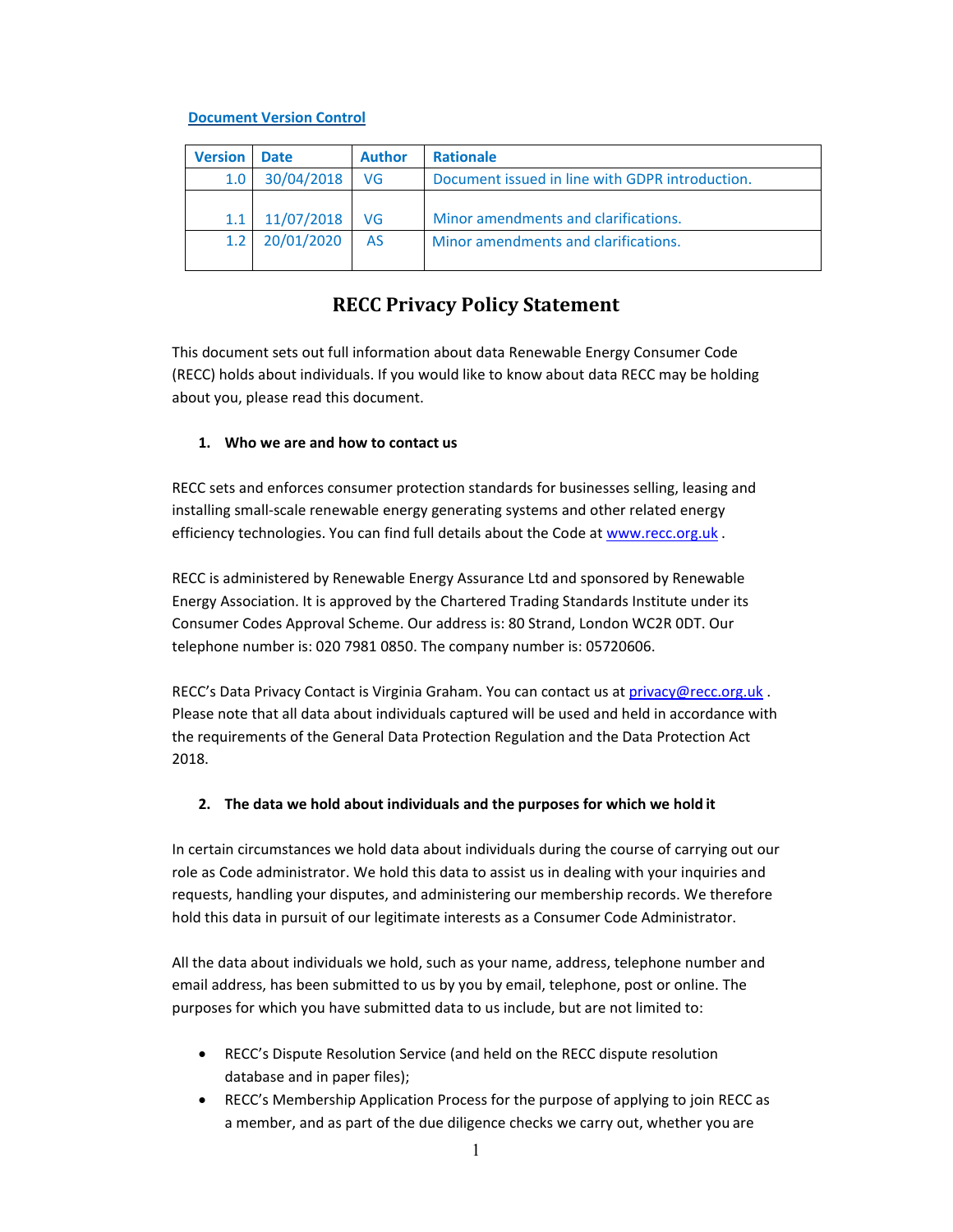**Document Version Control**

| Version | Date | Author | Rationale |
|---|---|---|---|
| 1.0 | 30/04/2018 | VG | Document issued in line with GDPR introduction. |
| 1.1 | 11/07/2018 | VG | Minor amendments and clarifications. |
| 1.2 | 20/01/2020 | AS | Minor amendments and clarifications. |

# RECC Privacy Policy Statement

This document sets out full information about data Renewable Energy Consumer Code (RECC) holds about individuals. If you would like to know about data RECC may be holding about you, please read this document.

## 1. Who we are and how to contact us

RECC sets and enforces consumer protection standards for businesses selling, leasing and installing small-scale renewable energy generating systems and other related energy efficiency technologies. You can find full details about the Code at www.recc.org.uk .

RECC is administered by Renewable Energy Assurance Ltd and sponsored by Renewable Energy Association. It is approved by the Chartered Trading Standards Institute under its Consumer Codes Approval Scheme. Our address is: 80 Strand, London WC2R 0DT. Our telephone number is: 020 7981 0850. The company number is: 05720606.

RECC's Data Privacy Contact is Virginia Graham. You can contact us at privacy@recc.org.uk . Please note that all data about individuals captured will be used and held in accordance with the requirements of the General Data Protection Regulation and the Data Protection Act 2018.

## 2. The data we hold about individuals and the purposes for which we hold it

In certain circumstances we hold data about individuals during the course of carrying out our role as Code administrator. We hold this data to assist us in dealing with your inquiries and requests, handling your disputes, and administering our membership records. We therefore hold this data in pursuit of our legitimate interests as a Consumer Code Administrator.

All the data about individuals we hold, such as your name, address, telephone number and email address, has been submitted to us by you by email, telephone, post or online. The purposes for which you have submitted data to us include, but are not limited to:

- RECC's Dispute Resolution Service (and held on the RECC dispute resolution database and in paper files);
- RECC's Membership Application Process for the purpose of applying to join RECC as a member, and as part of the due diligence checks we carry out, whether you are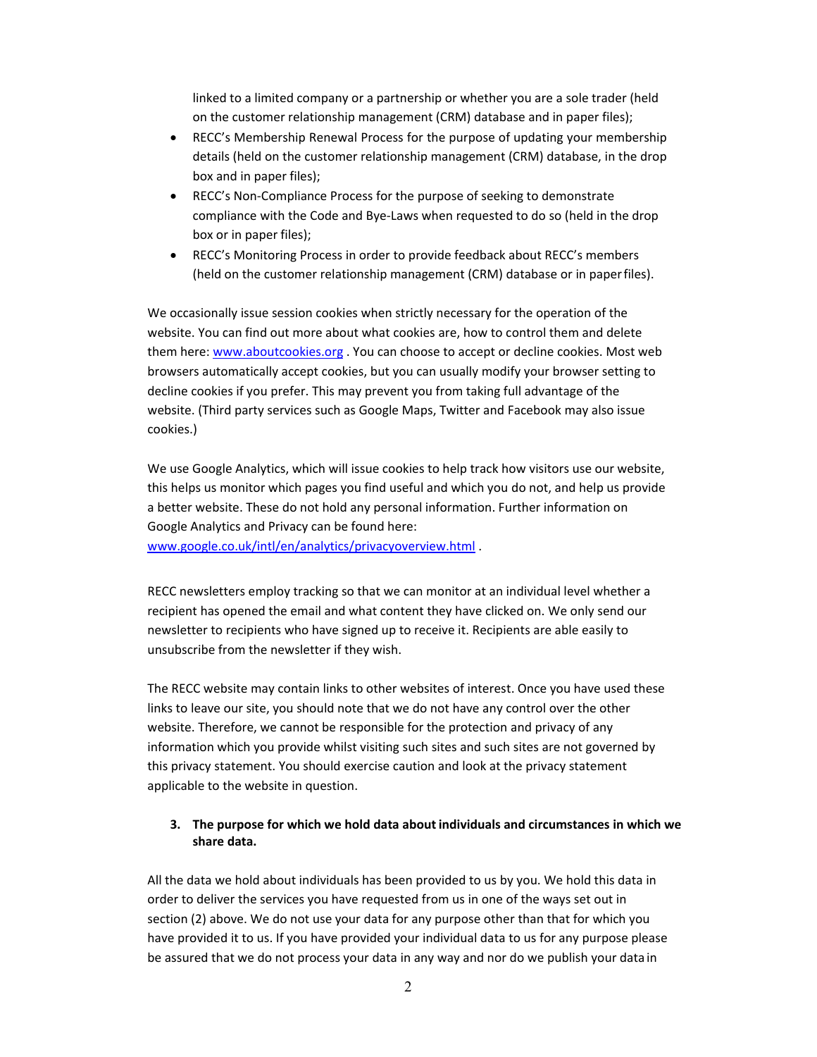linked to a limited company or a partnership or whether you are a sole trader (held on the customer relationship management (CRM) database and in paper files);

- RECC's Membership Renewal Process for the purpose of updating your membership details (held on the customer relationship management (CRM) database, in the drop box and in paper files);
- RECC's Non-Compliance Process for the purpose of seeking to demonstrate compliance with the Code and Bye-Laws when requested to do so (held in the drop box or in paper files);
- RECC's Monitoring Process in order to provide feedback about RECC's members (held on the customer relationship management (CRM) database or in paper files).

We occasionally issue session cookies when strictly necessary for the operation of the website. You can find out more about what cookies are, how to control them and delete them here: www.aboutcookies.org . You can choose to accept or decline cookies. Most web browsers automatically accept cookies, but you can usually modify your browser setting to decline cookies if you prefer. This may prevent you from taking full advantage of the website. (Third party services such as Google Maps, Twitter and Facebook may also issue cookies.)

We use Google Analytics, which will issue cookies to help track how visitors use our website, this helps us monitor which pages you find useful and which you do not, and help us provide a better website. These do not hold any personal information. Further information on Google Analytics and Privacy can be found here: www.google.co.uk/intl/en/analytics/privacyoverview.html .

RECC newsletters employ tracking so that we can monitor at an individual level whether a recipient has opened the email and what content they have clicked on. We only send our newsletter to recipients who have signed up to receive it. Recipients are able easily to unsubscribe from the newsletter if they wish.

The RECC website may contain links to other websites of interest. Once you have used these links to leave our site, you should note that we do not have any control over the other website. Therefore, we cannot be responsible for the protection and privacy of any information which you provide whilst visiting such sites and such sites are not governed by this privacy statement. You should exercise caution and look at the privacy statement applicable to the website in question.

## 3. The purpose for which we hold data about individuals and circumstances in which we share data.

All the data we hold about individuals has been provided to us by you. We hold this data in order to deliver the services you have requested from us in one of the ways set out in section (2) above. We do not use your data for any purpose other than that for which you have provided it to us. If you have provided your individual data to us for any purpose please be assured that we do not process your data in any way and nor do we publish your data in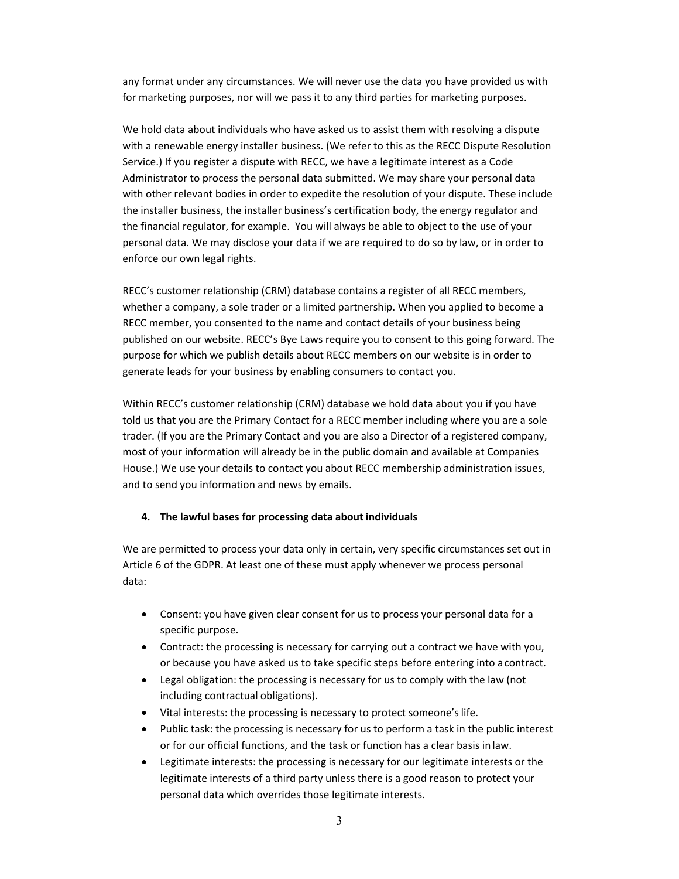any format under any circumstances. We will never use the data you have provided us with for marketing purposes, nor will we pass it to any third parties for marketing purposes.

We hold data about individuals who have asked us to assist them with resolving a dispute with a renewable energy installer business. (We refer to this as the RECC Dispute Resolution Service.) If you register a dispute with RECC, we have a legitimate interest as a Code Administrator to process the personal data submitted. We may share your personal data with other relevant bodies in order to expedite the resolution of your dispute. These include the installer business, the installer business's certification body, the energy regulator and the financial regulator, for example. You will always be able to object to the use of your personal data. We may disclose your data if we are required to do so by law, or in order to enforce our own legal rights.

RECC's customer relationship (CRM) database contains a register of all RECC members, whether a company, a sole trader or a limited partnership. When you applied to become a RECC member, you consented to the name and contact details of your business being published on our website. RECC's Bye Laws require you to consent to this going forward. The purpose for which we publish details about RECC members on our website is in order to generate leads for your business by enabling consumers to contact you.

Within RECC's customer relationship (CRM) database we hold data about you if you have told us that you are the Primary Contact for a RECC member including where you are a sole trader. (If you are the Primary Contact and you are also a Director of a registered company, most of your information will already be in the public domain and available at Companies House.) We use your details to contact you about RECC membership administration issues, and to send you information and news by emails.

#### 4. The lawful bases for processing data about individuals

We are permitted to process your data only in certain, very specific circumstances set out in Article 6 of the GDPR. At least one of these must apply whenever we process personal data:

- Consent: you have given clear consent for us to process your personal data for a specific purpose.
- Contract: the processing is necessary for carrying out a contract we have with you, or because you have asked us to take specific steps before entering into a contract.
- Legal obligation: the processing is necessary for us to comply with the law (not including contractual obligations).
- Vital interests: the processing is necessary to protect someone's life.
- Public task: the processing is necessary for us to perform a task in the public interest or for our official functions, and the task or function has a clear basis in law.
- Legitimate interests: the processing is necessary for our legitimate interests or the legitimate interests of a third party unless there is a good reason to protect your personal data which overrides those legitimate interests.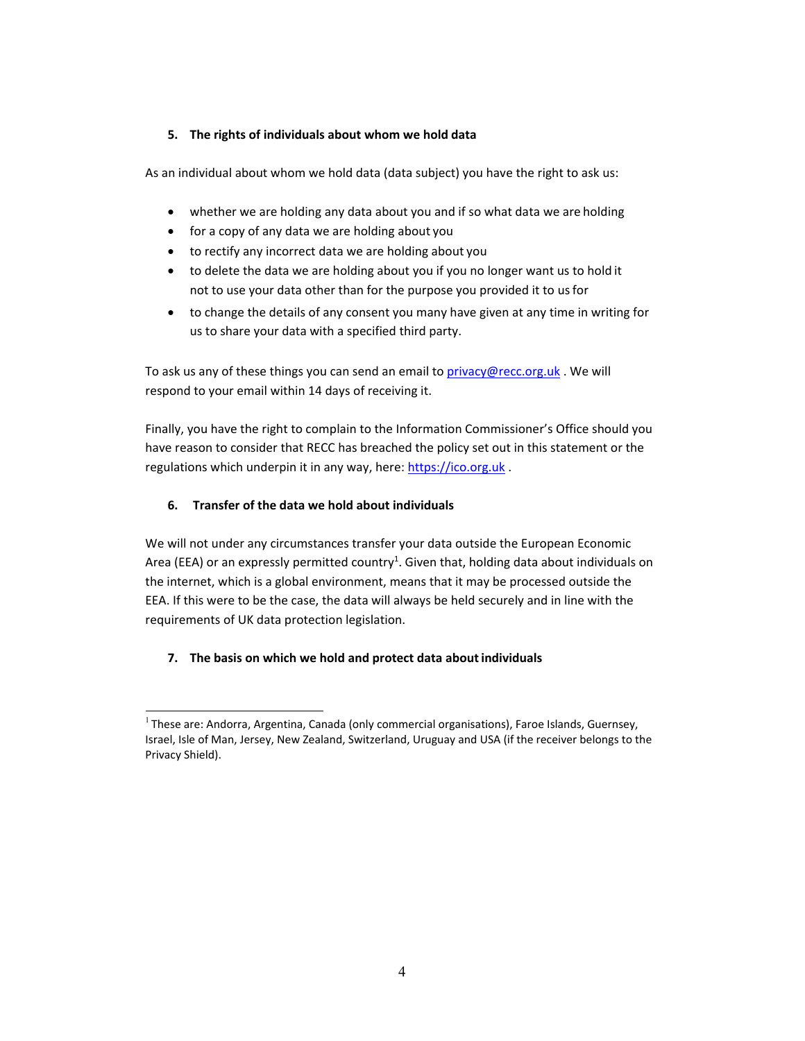## 5. The rights of individuals about whom we hold data

As an individual about whom we hold data (data subject) you have the right to ask us:

- whether we are holding any data about you and if so what data we are holding
- for a copy of any data we are holding about you
- to rectify any incorrect data we are holding about you
- to delete the data we are holding about you if you no longer want us to hold it not to use your data other than for the purpose you provided it to us for
- to change the details of any consent you many have given at any time in writing for us to share your data with a specified third party.

To ask us any of these things you can send an email to privacy@recc.org.uk . We will respond to your email within 14 days of receiving it.

Finally, you have the right to complain to the Information Commissioner's Office should you have reason to consider that RECC has breached the policy set out in this statement or the regulations which underpin it in any way, here: https://ico.org.uk .

## 6. Transfer of the data we hold about individuals

We will not under any circumstances transfer your data outside the European Economic Area (EEA) or an expressly permitted country[1]. Given that, holding data about individuals on the internet, which is a global environment, means that it may be processed outside the EEA. If this were to be the case, the data will always be held securely and in line with the requirements of UK data protection legislation.

## 7. The basis on which we hold and protect data about individuals

---

[1] These are: Andorra, Argentina, Canada (only commercial organisations), Faroe Islands, Guernsey, Israel, Isle of Man, Jersey, New Zealand, Switzerland, Uruguay and USA (if the receiver belongs to the Privacy Shield).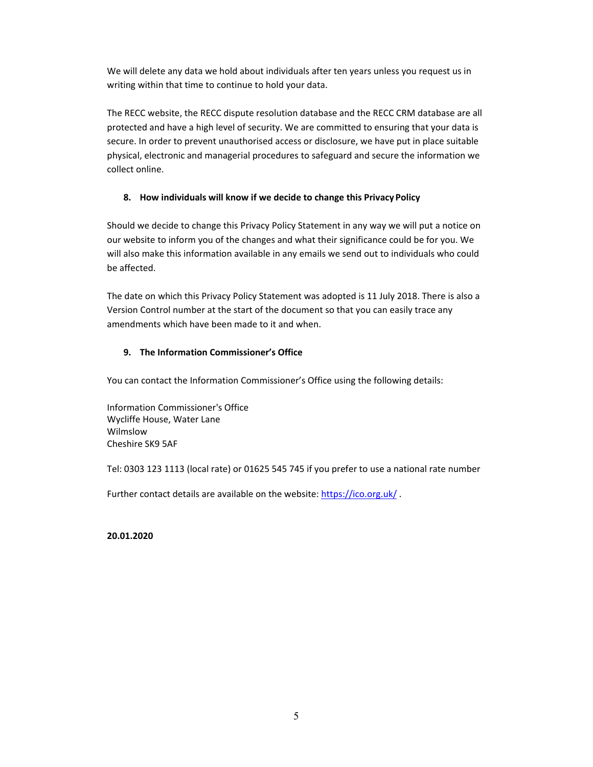We will delete any data we hold about individuals after ten years unless you request us in writing within that time to continue to hold your data.

The RECC website, the RECC dispute resolution database and the RECC CRM database are all protected and have a high level of security. We are committed to ensuring that your data is secure. In order to prevent unauthorised access or disclosure, we have put in place suitable physical, electronic and managerial procedures to safeguard and secure the information we collect online.

## 8. How individuals will know if we decide to change this Privacy Policy

Should we decide to change this Privacy Policy Statement in any way we will put a notice on our website to inform you of the changes and what their significance could be for you. We will also make this information available in any emails we send out to individuals who could be affected.

The date on which this Privacy Policy Statement was adopted is 11 July 2018. There is also a Version Control number at the start of the document so that you can easily trace any amendments which have been made to it and when.

## 9. The Information Commissioner's Office

You can contact the Information Commissioner's Office using the following details:

Information Commissioner's Office
Wycliffe House, Water Lane
Wilmslow
Cheshire SK9 5AF

Tel: 0303 123 1113 (local rate) or 01625 545 745 if you prefer to use a national rate number

Further contact details are available on the website: https://ico.org.uk/ .

**20.01.2020**